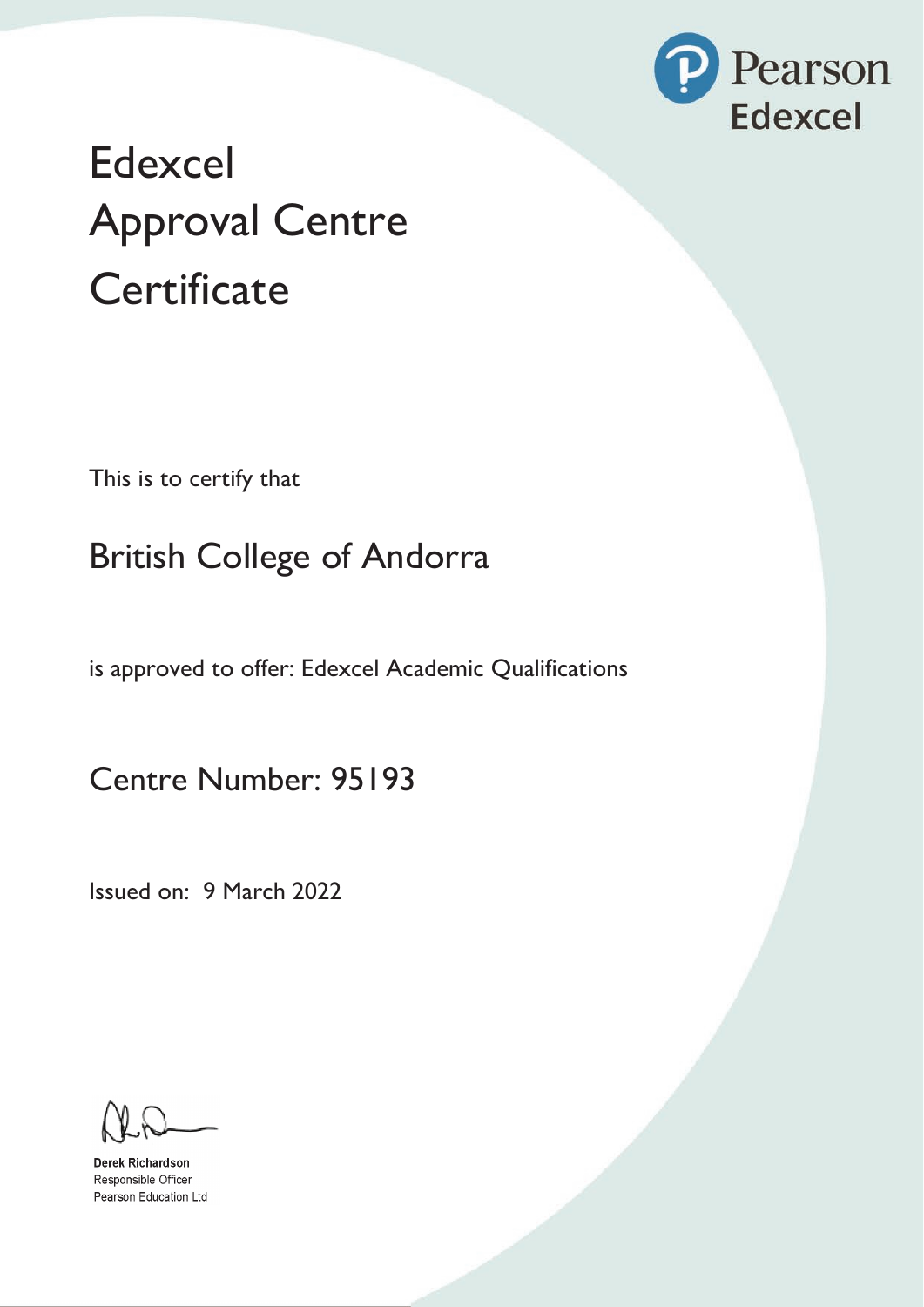Pearson Edexcel

# Edexcel Approval Centre Certificate

This is to certify that

## British College of Andorra

is approved to offer: Edexcel Academic Qualifications

## Centre Number: 95193

Issued on: 9 March 2022

**Derek Richardson**
Responsible Officer
Pearson Education Ltd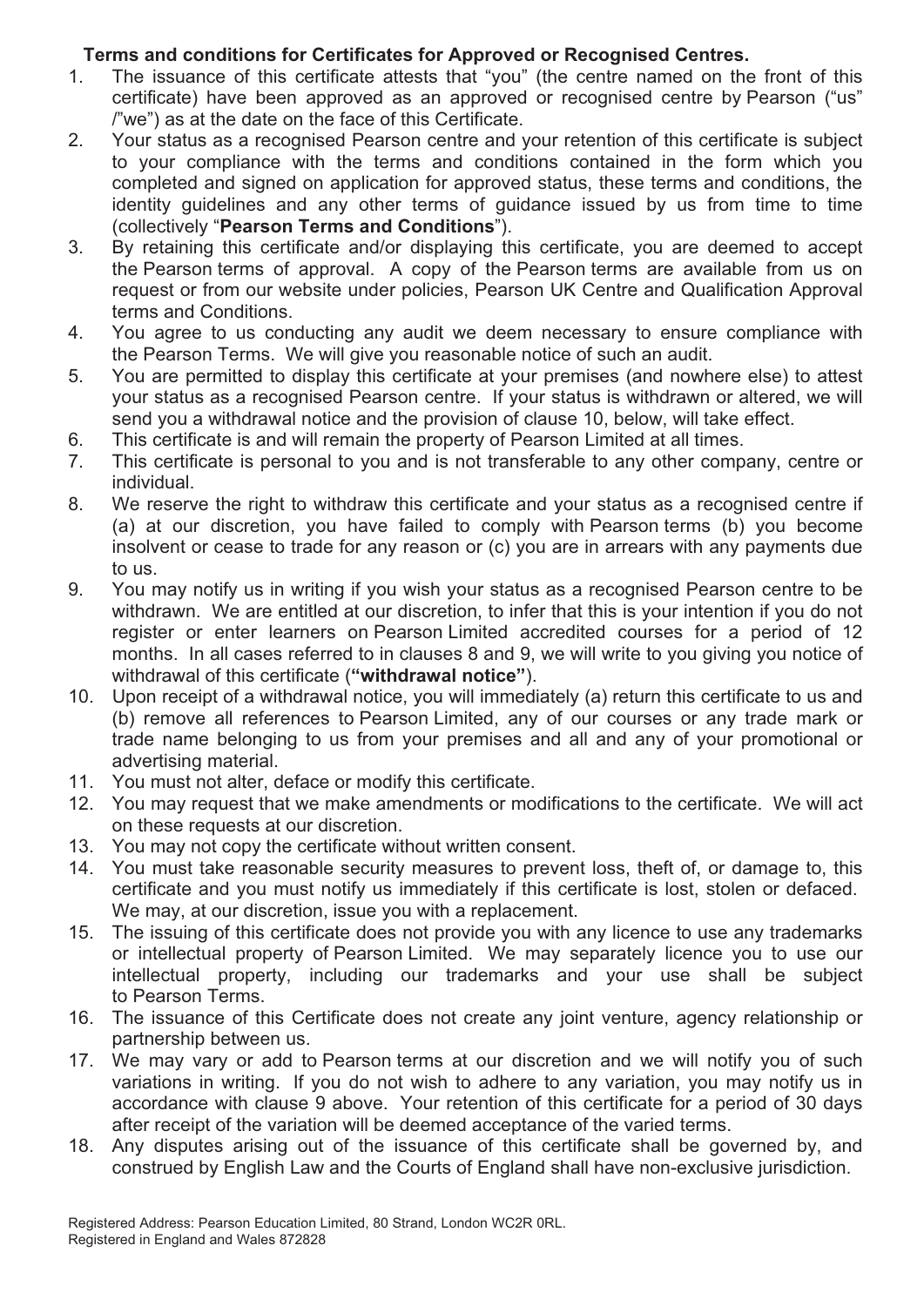**Terms and conditions for Certificates for Approved or Recognised Centres.**

1. The issuance of this certificate attests that "you" (the centre named on the front of this certificate) have been approved as an approved or recognised centre by Pearson ("us" /"we") as at the date on the face of this Certificate.
2. Your status as a recognised Pearson centre and your retention of this certificate is subject to your compliance with the terms and conditions contained in the form which you completed and signed on application for approved status, these terms and conditions, the identity guidelines and any other terms of guidance issued by us from time to time (collectively "**Pearson Terms and Conditions**").
3. By retaining this certificate and/or displaying this certificate, you are deemed to accept the Pearson terms of approval. A copy of the Pearson terms are available from us on request or from our website under policies, Pearson UK Centre and Qualification Approval terms and Conditions.
4. You agree to us conducting any audit we deem necessary to ensure compliance with the Pearson Terms. We will give you reasonable notice of such an audit.
5. You are permitted to display this certificate at your premises (and nowhere else) to attest your status as a recognised Pearson centre. If your status is withdrawn or altered, we will send you a withdrawal notice and the provision of clause 10, below, will take effect.
6. This certificate is and will remain the property of Pearson Limited at all times.
7. This certificate is personal to you and is not transferable to any other company, centre or individual.
8. We reserve the right to withdraw this certificate and your status as a recognised centre if (a) at our discretion, you have failed to comply with Pearson terms (b) you become insolvent or cease to trade for any reason or (c) you are in arrears with any payments due to us.
9. You may notify us in writing if you wish your status as a recognised Pearson centre to be withdrawn. We are entitled at our discretion, to infer that this is your intention if you do not register or enter learners on Pearson Limited accredited courses for a period of 12 months. In all cases referred to in clauses 8 and 9, we will write to you giving you notice of withdrawal of this certificate (**"withdrawal notice"**).
10. Upon receipt of a withdrawal notice, you will immediately (a) return this certificate to us and (b) remove all references to Pearson Limited, any of our courses or any trade mark or trade name belonging to us from your premises and all and any of your promotional or advertising material.
11. You must not alter, deface or modify this certificate.
12. You may request that we make amendments or modifications to the certificate. We will act on these requests at our discretion.
13. You may not copy the certificate without written consent.
14. You must take reasonable security measures to prevent loss, theft of, or damage to, this certificate and you must notify us immediately if this certificate is lost, stolen or defaced. We may, at our discretion, issue you with a replacement.
15. The issuing of this certificate does not provide you with any licence to use any trademarks or intellectual property of Pearson Limited. We may separately licence you to use our intellectual property, including our trademarks and your use shall be subject to Pearson Terms.
16. The issuance of this Certificate does not create any joint venture, agency relationship or partnership between us.
17. We may vary or add to Pearson terms at our discretion and we will notify you of such variations in writing. If you do not wish to adhere to any variation, you may notify us in accordance with clause 9 above. Your retention of this certificate for a period of 30 days after receipt of the variation will be deemed acceptance of the varied terms.
18. Any disputes arising out of the issuance of this certificate shall be governed by, and construed by English Law and the Courts of England shall have non-exclusive jurisdiction.

Registered Address: Pearson Education Limited, 80 Strand, London WC2R 0RL.
Registered in England and Wales 872828